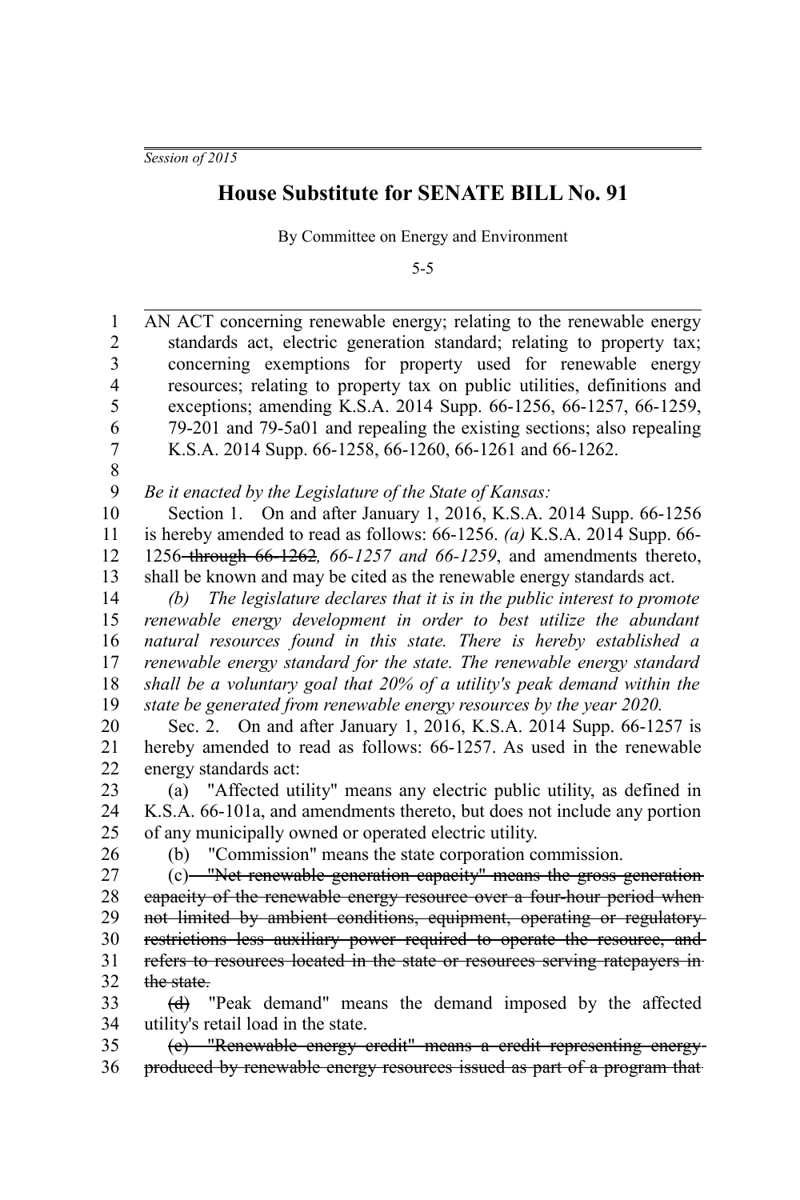*Session of 2015*

# House Substitute for SENATE BILL No. 91

By Committee on Energy and Environment

5-5

AN ACT concerning renewable energy; relating to the renewable energy standards act, electric generation standard; relating to property tax; concerning exemptions for property used for renewable energy resources; relating to property tax on public utilities, definitions and exceptions; amending K.S.A. 2014 Supp. 66-1256, 66-1257, 66-1259, 79-201 and 79-5a01 and repealing the existing sections; also repealing K.S.A. 2014 Supp. 66-1258, 66-1260, 66-1261 and 66-1262.

*Be it enacted by the Legislature of the State of Kansas:*

Section 1. On and after January 1, 2016, K.S.A. 2014 Supp. 66-1256 is hereby amended to read as follows: 66-1256. *(a)* K.S.A. 2014 Supp. 66-1256 ~~through 66-1262~~*, 66-1257 and 66-1259*, and amendments thereto, shall be known and may be cited as the renewable energy standards act.

*(b) The legislature declares that it is in the public interest to promote renewable energy development in order to best utilize the abundant natural resources found in this state. There is hereby established a renewable energy standard for the state. The renewable energy standard shall be a voluntary goal that 20% of a utility's peak demand within the state be generated from renewable energy resources by the year 2020.*

Sec. 2. On and after January 1, 2016, K.S.A. 2014 Supp. 66-1257 is hereby amended to read as follows: 66-1257. As used in the renewable energy standards act:

(a) "Affected utility" means any electric public utility, as defined in K.S.A. 66-101a, and amendments thereto, but does not include any portion of any municipally owned or operated electric utility.

(b) "Commission" means the state corporation commission.

(c) ~~"Net renewable generation capacity" means the gross generation capacity of the renewable energy resource over a four-hour period when not limited by ambient conditions, equipment, operating or regulatory restrictions less auxiliary power required to operate the resource, and refers to resources located in the state or resources serving ratepayers in the state.~~

~~(d)~~ "Peak demand" means the demand imposed by the affected utility's retail load in the state.

~~(e) "Renewable energy credit" means a credit representing energy produced by renewable energy resources issued as part of a program that~~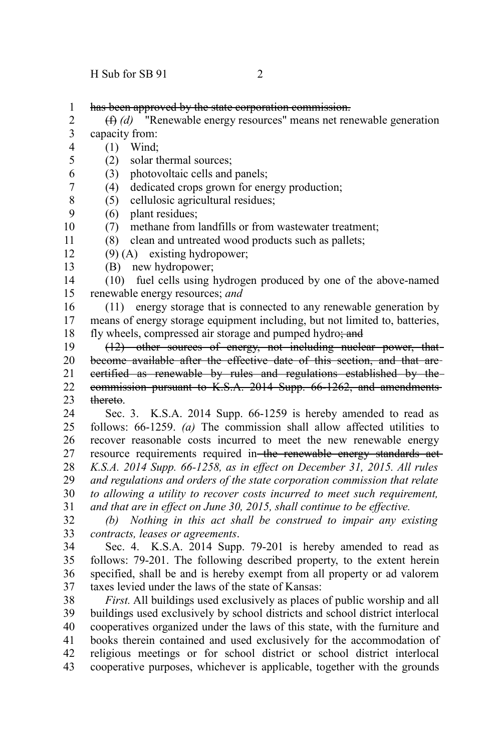~~has been approved by the state corporation commission.~~

~~(f)~~ *(d)* "Renewable energy resources" means net renewable generation capacity from:

(1) Wind;

(2) solar thermal sources;

(3) photovoltaic cells and panels;

(4) dedicated crops grown for energy production;

(5) cellulosic agricultural residues;

(6) plant residues;

(7) methane from landfills or from wastewater treatment;

(8) clean and untreated wood products such as pallets;

(9) (A) existing hydropower;

(B) new hydropower;

(10) fuel cells using hydrogen produced by one of the above-named renewable energy resources; *and*

(11) energy storage that is connected to any renewable generation by means of energy storage equipment including, but not limited to, batteries, fly wheels, compressed air storage and pumped hydro~~; and~~

~~(12) other sources of energy, not including nuclear power, that become available after the effective date of this section, and that are certified as renewable by rules and regulations established by the commission pursuant to K.S.A. 2014 Supp. 66-1262, and amendments thereto~~.

Sec. 3. K.S.A. 2014 Supp. 66-1259 is hereby amended to read as follows: 66-1259. *(a)* The commission shall allow affected utilities to recover reasonable costs incurred to meet the new renewable energy resource requirements required in~~ the renewable energy standards act~~ *K.S.A. 2014 Supp. 66-1258, as in effect on December 31, 2015. All rules and regulations and orders of the state corporation commission that relate to allowing a utility to recover costs incurred to meet such requirement, and that are in effect on June 30, 2015, shall continue to be effective.*

*(b) Nothing in this act shall be construed to impair any existing contracts, leases or agreements*.

Sec. 4. K.S.A. 2014 Supp. 79-201 is hereby amended to read as follows: 79-201. The following described property, to the extent herein specified, shall be and is hereby exempt from all property or ad valorem taxes levied under the laws of the state of Kansas:

*First.* All buildings used exclusively as places of public worship and all buildings used exclusively by school districts and school district interlocal cooperatives organized under the laws of this state, with the furniture and books therein contained and used exclusively for the accommodation of religious meetings or for school district or school district interlocal cooperative purposes, whichever is applicable, together with the grounds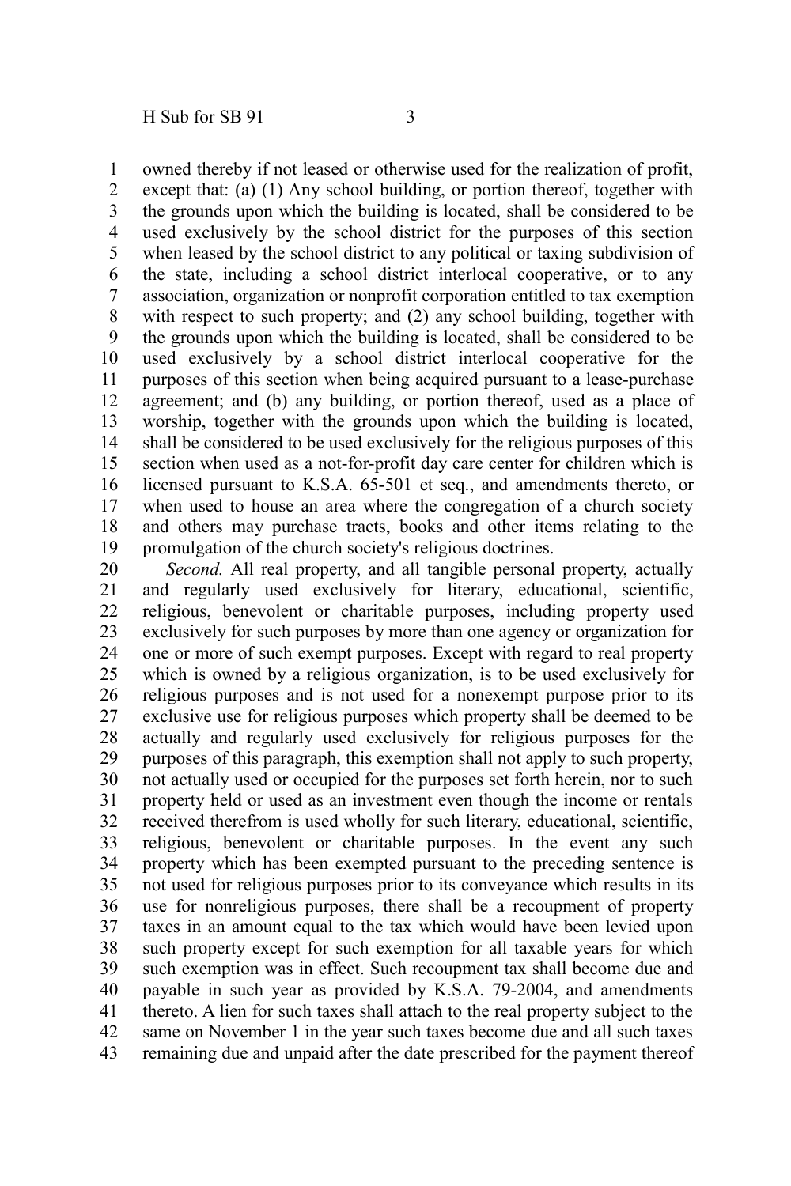owned thereby if not leased or otherwise used for the realization of profit, except that: (a) (1) Any school building, or portion thereof, together with the grounds upon which the building is located, shall be considered to be used exclusively by the school district for the purposes of this section when leased by the school district to any political or taxing subdivision of the state, including a school district interlocal cooperative, or to any association, organization or nonprofit corporation entitled to tax exemption with respect to such property; and (2) any school building, together with the grounds upon which the building is located, shall be considered to be used exclusively by a school district interlocal cooperative for the purposes of this section when being acquired pursuant to a lease-purchase agreement; and (b) any building, or portion thereof, used as a place of worship, together with the grounds upon which the building is located, shall be considered to be used exclusively for the religious purposes of this section when used as a not-for-profit day care center for children which is licensed pursuant to K.S.A. 65-501 et seq., and amendments thereto, or when used to house an area where the congregation of a church society and others may purchase tracts, books and other items relating to the promulgation of the church society's religious doctrines.

*Second.* All real property, and all tangible personal property, actually and regularly used exclusively for literary, educational, scientific, religious, benevolent or charitable purposes, including property used exclusively for such purposes by more than one agency or organization for one or more of such exempt purposes. Except with regard to real property which is owned by a religious organization, is to be used exclusively for religious purposes and is not used for a nonexempt purpose prior to its exclusive use for religious purposes which property shall be deemed to be actually and regularly used exclusively for religious purposes for the purposes of this paragraph, this exemption shall not apply to such property, not actually used or occupied for the purposes set forth herein, nor to such property held or used as an investment even though the income or rentals received therefrom is used wholly for such literary, educational, scientific, religious, benevolent or charitable purposes. In the event any such property which has been exempted pursuant to the preceding sentence is not used for religious purposes prior to its conveyance which results in its use for nonreligious purposes, there shall be a recoupment of property taxes in an amount equal to the tax which would have been levied upon such property except for such exemption for all taxable years for which such exemption was in effect. Such recoupment tax shall become due and payable in such year as provided by K.S.A. 79-2004, and amendments thereto. A lien for such taxes shall attach to the real property subject to the same on November 1 in the year such taxes become due and all such taxes remaining due and unpaid after the date prescribed for the payment thereof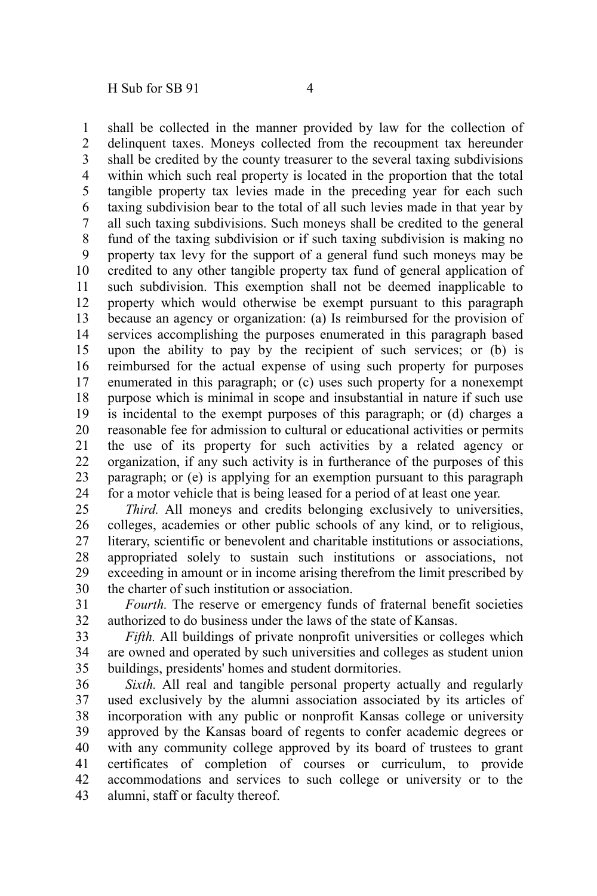shall be collected in the manner provided by law for the collection of delinquent taxes. Moneys collected from the recoupment tax hereunder shall be credited by the county treasurer to the several taxing subdivisions within which such real property is located in the proportion that the total tangible property tax levies made in the preceding year for each such taxing subdivision bear to the total of all such levies made in that year by all such taxing subdivisions. Such moneys shall be credited to the general fund of the taxing subdivision or if such taxing subdivision is making no property tax levy for the support of a general fund such moneys may be credited to any other tangible property tax fund of general application of such subdivision. This exemption shall not be deemed inapplicable to property which would otherwise be exempt pursuant to this paragraph because an agency or organization: (a) Is reimbursed for the provision of services accomplishing the purposes enumerated in this paragraph based upon the ability to pay by the recipient of such services; or (b) is reimbursed for the actual expense of using such property for purposes enumerated in this paragraph; or (c) uses such property for a nonexempt purpose which is minimal in scope and insubstantial in nature if such use is incidental to the exempt purposes of this paragraph; or (d) charges a reasonable fee for admission to cultural or educational activities or permits the use of its property for such activities by a related agency or organization, if any such activity is in furtherance of the purposes of this paragraph; or (e) is applying for an exemption pursuant to this paragraph for a motor vehicle that is being leased for a period of at least one year.

*Third.* All moneys and credits belonging exclusively to universities, colleges, academies or other public schools of any kind, or to religious, literary, scientific or benevolent and charitable institutions or associations, appropriated solely to sustain such institutions or associations, not exceeding in amount or in income arising therefrom the limit prescribed by the charter of such institution or association.

*Fourth.* The reserve or emergency funds of fraternal benefit societies authorized to do business under the laws of the state of Kansas.

*Fifth.* All buildings of private nonprofit universities or colleges which are owned and operated by such universities and colleges as student union buildings, presidents' homes and student dormitories.

*Sixth.* All real and tangible personal property actually and regularly used exclusively by the alumni association associated by its articles of incorporation with any public or nonprofit Kansas college or university approved by the Kansas board of regents to confer academic degrees or with any community college approved by its board of trustees to grant certificates of completion of courses or curriculum, to provide accommodations and services to such college or university or to the alumni, staff or faculty thereof.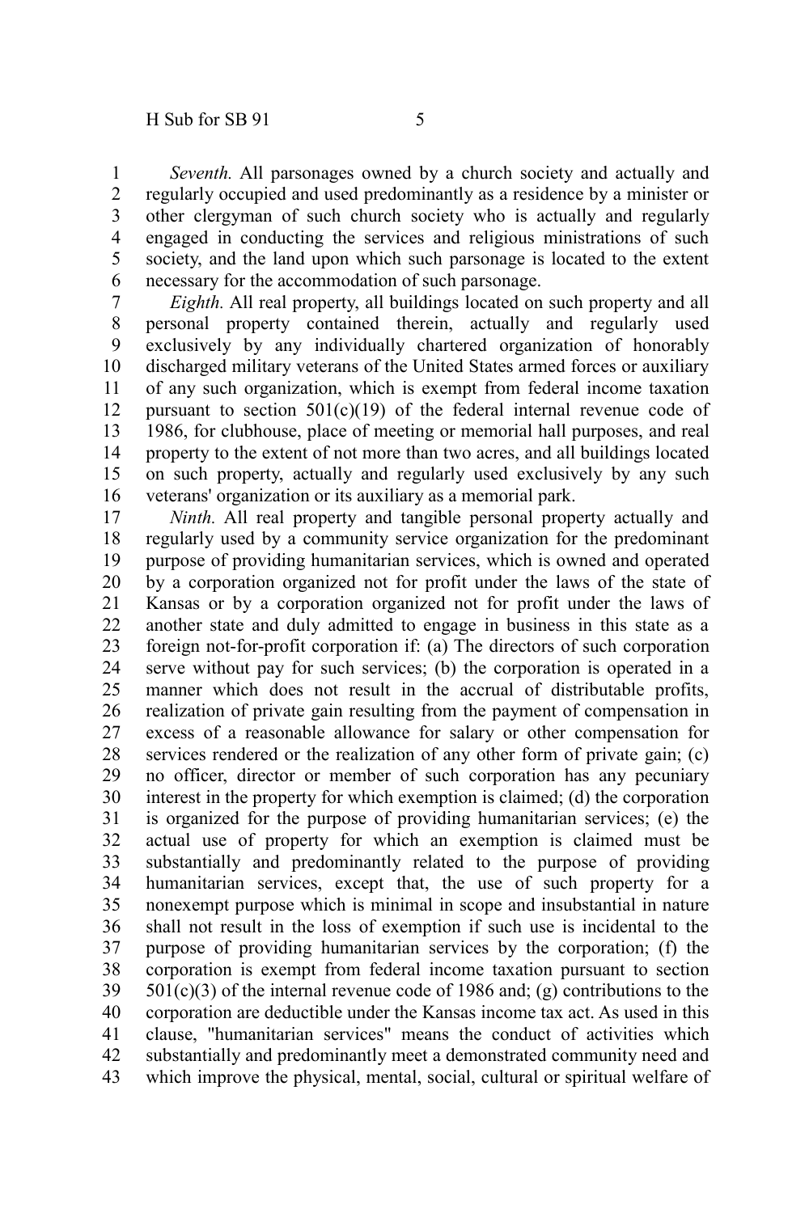*Seventh.* All parsonages owned by a church society and actually and regularly occupied and used predominantly as a residence by a minister or other clergyman of such church society who is actually and regularly engaged in conducting the services and religious ministrations of such society, and the land upon which such parsonage is located to the extent necessary for the accommodation of such parsonage.

*Eighth.* All real property, all buildings located on such property and all personal property contained therein, actually and regularly used exclusively by any individually chartered organization of honorably discharged military veterans of the United States armed forces or auxiliary of any such organization, which is exempt from federal income taxation pursuant to section 501(c)(19) of the federal internal revenue code of 1986, for clubhouse, place of meeting or memorial hall purposes, and real property to the extent of not more than two acres, and all buildings located on such property, actually and regularly used exclusively by any such veterans' organization or its auxiliary as a memorial park.

*Ninth.* All real property and tangible personal property actually and regularly used by a community service organization for the predominant purpose of providing humanitarian services, which is owned and operated by a corporation organized not for profit under the laws of the state of Kansas or by a corporation organized not for profit under the laws of another state and duly admitted to engage in business in this state as a foreign not-for-profit corporation if: (a) The directors of such corporation serve without pay for such services; (b) the corporation is operated in a manner which does not result in the accrual of distributable profits, realization of private gain resulting from the payment of compensation in excess of a reasonable allowance for salary or other compensation for services rendered or the realization of any other form of private gain; (c) no officer, director or member of such corporation has any pecuniary interest in the property for which exemption is claimed; (d) the corporation is organized for the purpose of providing humanitarian services; (e) the actual use of property for which an exemption is claimed must be substantially and predominantly related to the purpose of providing humanitarian services, except that, the use of such property for a nonexempt purpose which is minimal in scope and insubstantial in nature shall not result in the loss of exemption if such use is incidental to the purpose of providing humanitarian services by the corporation; (f) the corporation is exempt from federal income taxation pursuant to section 501(c)(3) of the internal revenue code of 1986 and; (g) contributions to the corporation are deductible under the Kansas income tax act. As used in this clause, "humanitarian services" means the conduct of activities which substantially and predominantly meet a demonstrated community need and which improve the physical, mental, social, cultural or spiritual welfare of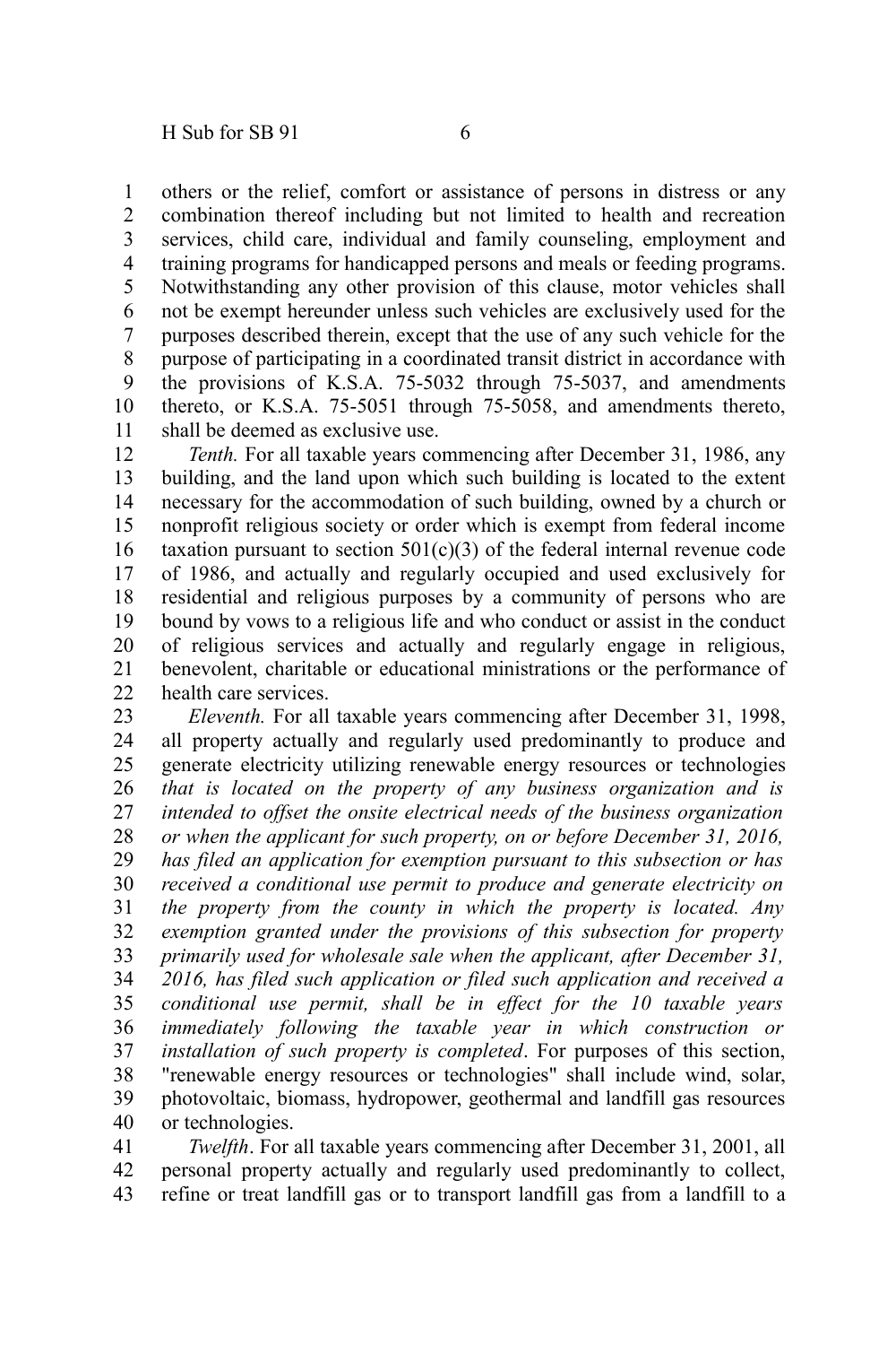others or the relief, comfort or assistance of persons in distress or any combination thereof including but not limited to health and recreation services, child care, individual and family counseling, employment and training programs for handicapped persons and meals or feeding programs. Notwithstanding any other provision of this clause, motor vehicles shall not be exempt hereunder unless such vehicles are exclusively used for the purposes described therein, except that the use of any such vehicle for the purpose of participating in a coordinated transit district in accordance with the provisions of K.S.A. 75-5032 through 75-5037, and amendments thereto, or K.S.A. 75-5051 through 75-5058, and amendments thereto, shall be deemed as exclusive use.

*Tenth.* For all taxable years commencing after December 31, 1986, any building, and the land upon which such building is located to the extent necessary for the accommodation of such building, owned by a church or nonprofit religious society or order which is exempt from federal income taxation pursuant to section 501(c)(3) of the federal internal revenue code of 1986, and actually and regularly occupied and used exclusively for residential and religious purposes by a community of persons who are bound by vows to a religious life and who conduct or assist in the conduct of religious services and actually and regularly engage in religious, benevolent, charitable or educational ministrations or the performance of health care services.

*Eleventh.* For all taxable years commencing after December 31, 1998, all property actually and regularly used predominantly to produce and generate electricity utilizing renewable energy resources or technologies *that is located on the property of any business organization and is intended to offset the onsite electrical needs of the business organization or when the applicant for such property, on or before December 31, 2016, has filed an application for exemption pursuant to this subsection or has received a conditional use permit to produce and generate electricity on the property from the county in which the property is located. Any exemption granted under the provisions of this subsection for property primarily used for wholesale sale when the applicant, after December 31, 2016, has filed such application or filed such application and received a conditional use permit, shall be in effect for the 10 taxable years immediately following the taxable year in which construction or installation of such property is completed*. For purposes of this section, "renewable energy resources or technologies" shall include wind, solar, photovoltaic, biomass, hydropower, geothermal and landfill gas resources or technologies.

*Twelfth*. For all taxable years commencing after December 31, 2001, all personal property actually and regularly used predominantly to collect, refine or treat landfill gas or to transport landfill gas from a landfill to a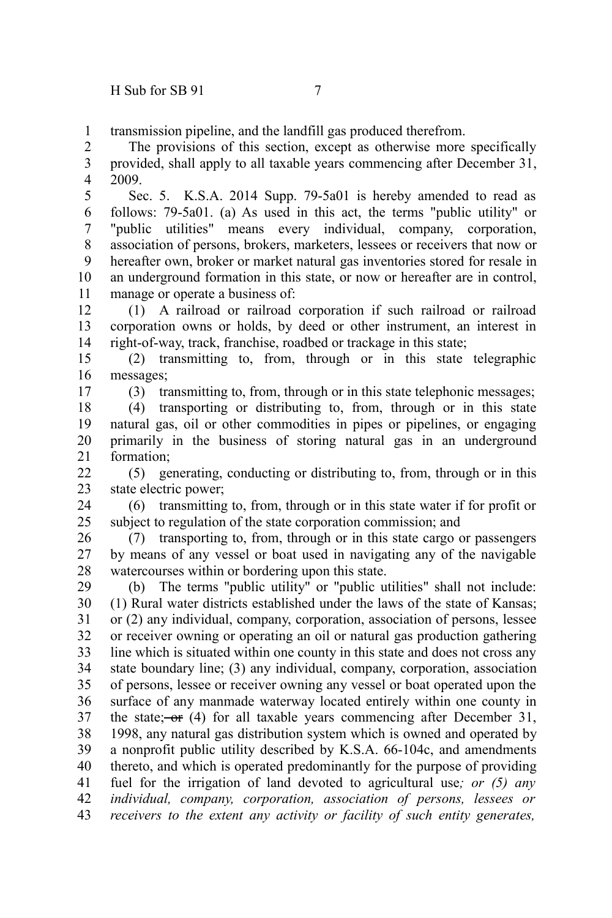transmission pipeline, and the landfill gas produced therefrom.

The provisions of this section, except as otherwise more specifically provided, shall apply to all taxable years commencing after December 31, 2009.

Sec. 5. K.S.A. 2014 Supp. 79-5a01 is hereby amended to read as follows: 79-5a01. (a) As used in this act, the terms "public utility" or "public utilities" means every individual, company, corporation, association of persons, brokers, marketers, lessees or receivers that now or hereafter own, broker or market natural gas inventories stored for resale in an underground formation in this state, or now or hereafter are in control, manage or operate a business of:

(1) A railroad or railroad corporation if such railroad or railroad corporation owns or holds, by deed or other instrument, an interest in right-of-way, track, franchise, roadbed or trackage in this state;

(2) transmitting to, from, through or in this state telegraphic messages;

(3) transmitting to, from, through or in this state telephonic messages;

(4) transporting or distributing to, from, through or in this state natural gas, oil or other commodities in pipes or pipelines, or engaging primarily in the business of storing natural gas in an underground formation;

(5) generating, conducting or distributing to, from, through or in this state electric power;

(6) transmitting to, from, through or in this state water if for profit or subject to regulation of the state corporation commission; and

(7) transporting to, from, through or in this state cargo or passengers by means of any vessel or boat used in navigating any of the navigable watercourses within or bordering upon this state.

(b) The terms "public utility" or "public utilities" shall not include: (1) Rural water districts established under the laws of the state of Kansas; or (2) any individual, company, corporation, association of persons, lessee or receiver owning or operating an oil or natural gas production gathering line which is situated within one county in this state and does not cross any state boundary line; (3) any individual, company, corporation, association of persons, lessee or receiver owning any vessel or boat operated upon the surface of any manmade waterway located entirely within one county in the state; ~~or~~ (4) for all taxable years commencing after December 31, 1998, any natural gas distribution system which is owned and operated by a nonprofit public utility described by K.S.A. 66-104c, and amendments thereto, and which is operated predominantly for the purpose of providing fuel for the irrigation of land devoted to agricultural use*; or (5) any individual, company, corporation, association of persons, lessees or receivers to the extent any activity or facility of such entity generates,*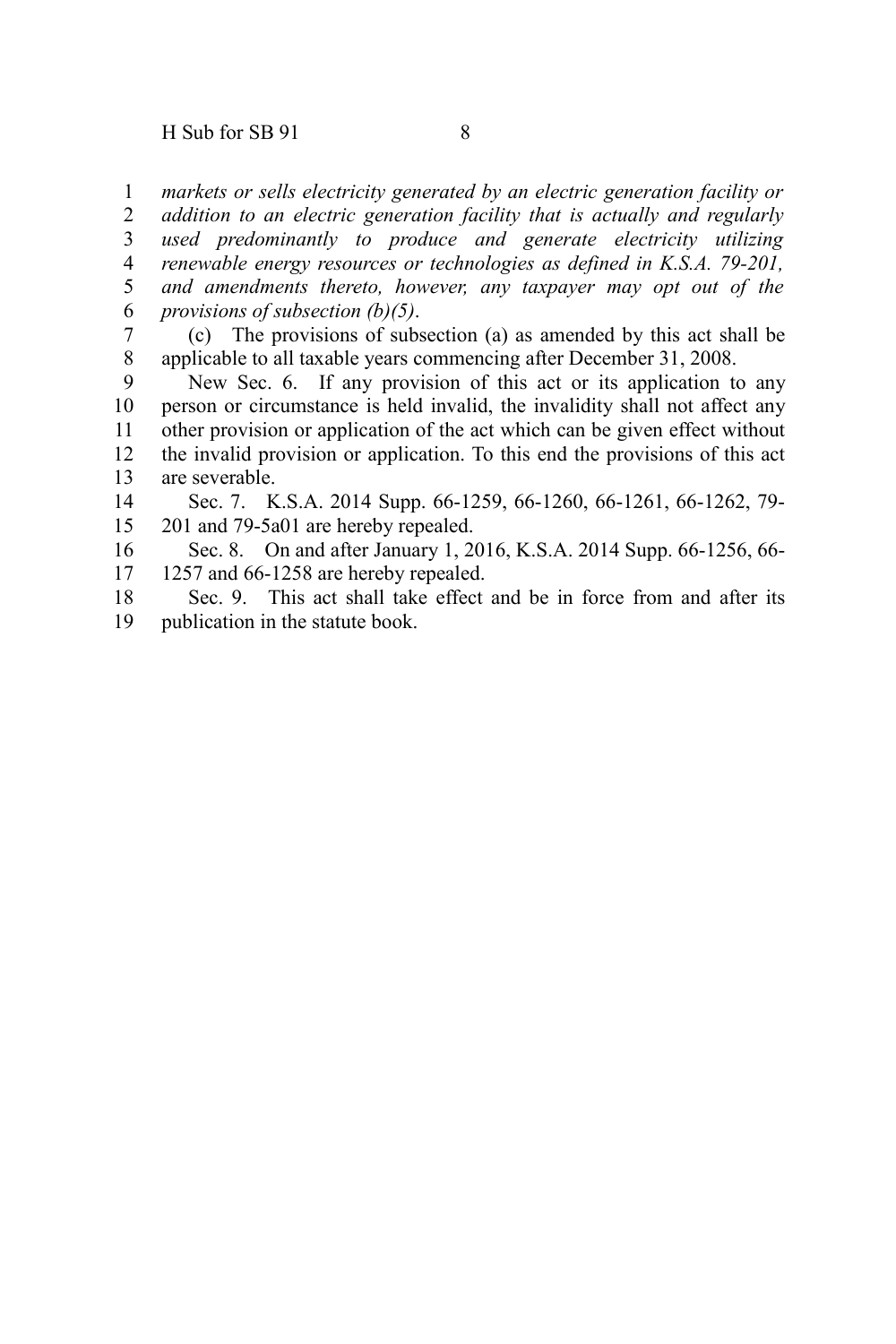*markets or sells electricity generated by an electric generation facility or addition to an electric generation facility that is actually and regularly used predominantly to produce and generate electricity utilizing renewable energy resources or technologies as defined in K.S.A. 79-201, and amendments thereto, however, any taxpayer may opt out of the provisions of subsection (b)(5).*

(c) The provisions of subsection (a) as amended by this act shall be applicable to all taxable years commencing after December 31, 2008.

New Sec. 6. If any provision of this act or its application to any person or circumstance is held invalid, the invalidity shall not affect any other provision or application of the act which can be given effect without the invalid provision or application. To this end the provisions of this act are severable.

Sec. 7. K.S.A. 2014 Supp. 66-1259, 66-1260, 66-1261, 66-1262, 79-201 and 79-5a01 are hereby repealed.

Sec. 8. On and after January 1, 2016, K.S.A. 2014 Supp. 66-1256, 66-1257 and 66-1258 are hereby repealed.

Sec. 9. This act shall take effect and be in force from and after its publication in the statute book.